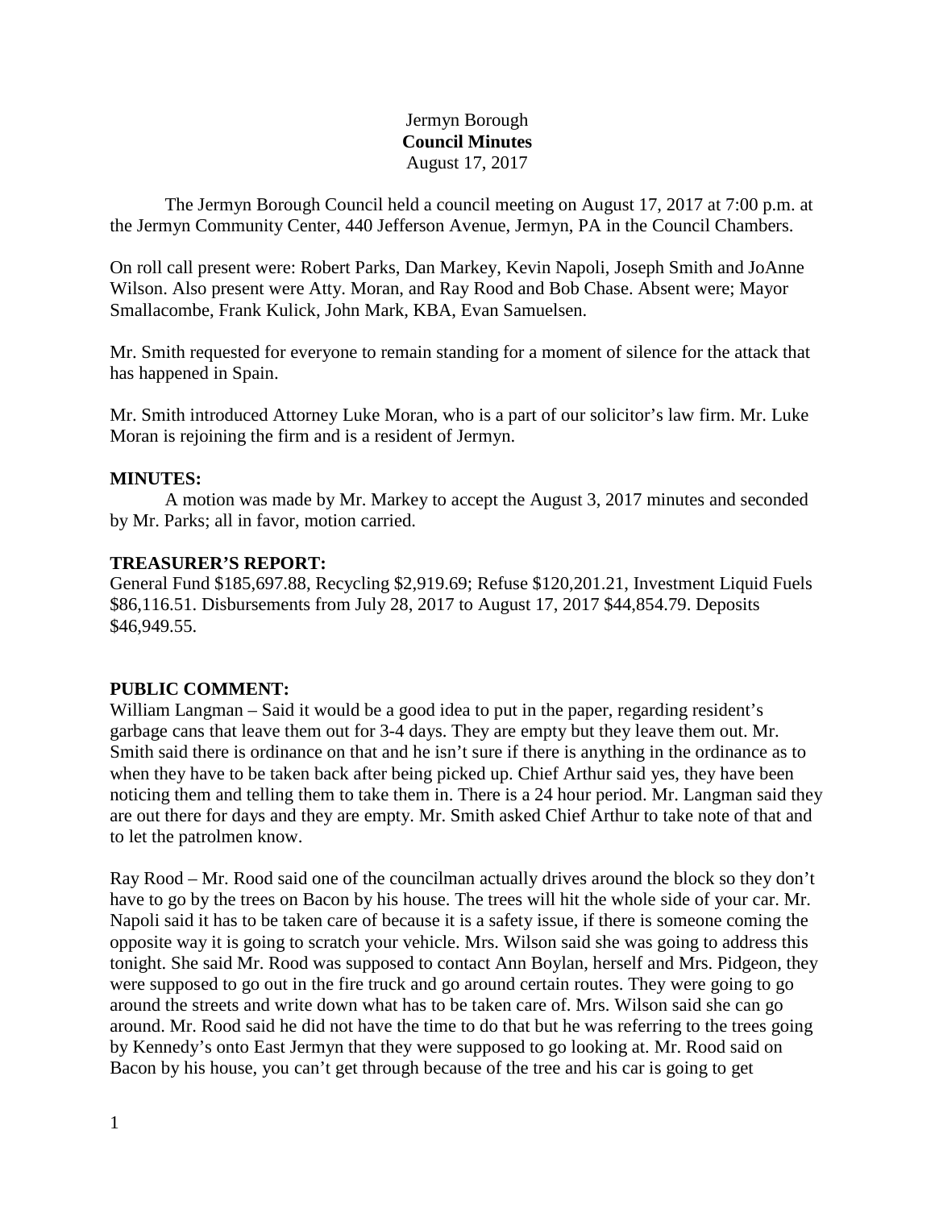Jermyn Borough
**Council Minutes**
August 17, 2017

The Jermyn Borough Council held a council meeting on August 17, 2017 at 7:00 p.m. at the Jermyn Community Center, 440 Jefferson Avenue, Jermyn, PA in the Council Chambers.

On roll call present were: Robert Parks, Dan Markey, Kevin Napoli, Joseph Smith and JoAnne Wilson. Also present were Atty. Moran, and Ray Rood and Bob Chase. Absent were; Mayor Smallacombe, Frank Kulick, John Mark, KBA, Evan Samuelsen.

Mr. Smith requested for everyone to remain standing for a moment of silence for the attack that has happened in Spain.

Mr. Smith introduced Attorney Luke Moran, who is a part of our solicitor's law firm. Mr. Luke Moran is rejoining the firm and is a resident of Jermyn.

**MINUTES:**

A motion was made by Mr. Markey to accept the August 3, 2017 minutes and seconded by Mr. Parks; all in favor, motion carried.

**TREASURER'S REPORT:**

General Fund $185,697.88, Recycling $2,919.69; Refuse $120,201.21, Investment Liquid Fuels $86,116.51. Disbursements from July 28, 2017 to August 17, 2017 $44,854.79. Deposits $46,949.55.

**PUBLIC COMMENT:**

William Langman – Said it would be a good idea to put in the paper, regarding resident's garbage cans that leave them out for 3-4 days. They are empty but they leave them out. Mr. Smith said there is ordinance on that and he isn't sure if there is anything in the ordinance as to when they have to be taken back after being picked up. Chief Arthur said yes, they have been noticing them and telling them to take them in. There is a 24 hour period. Mr. Langman said they are out there for days and they are empty. Mr. Smith asked Chief Arthur to take note of that and to let the patrolmen know.

Ray Rood – Mr. Rood said one of the councilman actually drives around the block so they don't have to go by the trees on Bacon by his house. The trees will hit the whole side of your car. Mr. Napoli said it has to be taken care of because it is a safety issue, if there is someone coming the opposite way it is going to scratch your vehicle. Mrs. Wilson said she was going to address this tonight. She said Mr. Rood was supposed to contact Ann Boylan, herself and Mrs. Pidgeon, they were supposed to go out in the fire truck and go around certain routes. They were going to go around the streets and write down what has to be taken care of. Mrs. Wilson said she can go around. Mr. Rood said he did not have the time to do that but he was referring to the trees going by Kennedy's onto East Jermyn that they were supposed to go looking at. Mr. Rood said on Bacon by his house, you can't get through because of the tree and his car is going to get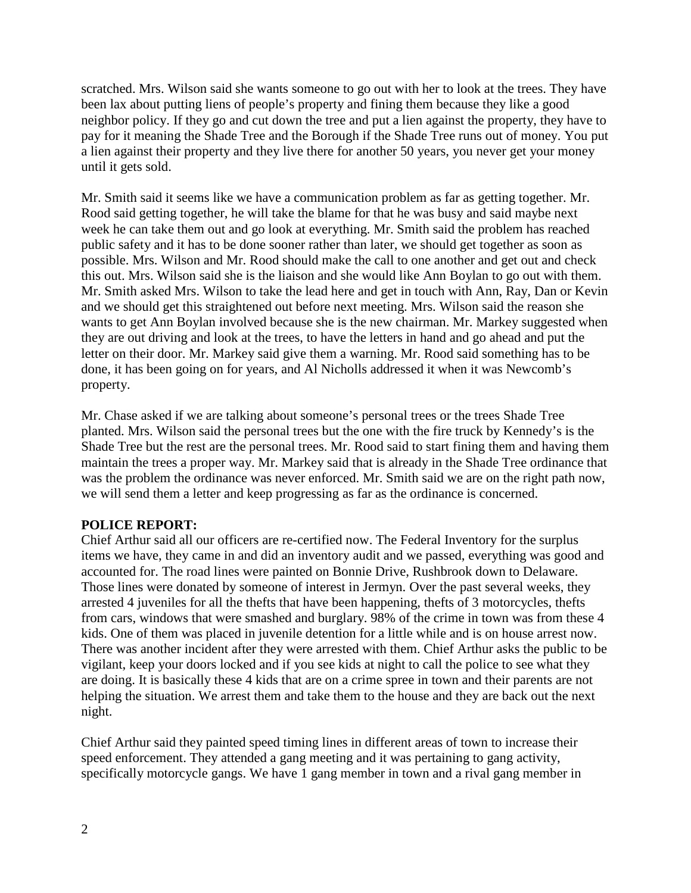scratched. Mrs. Wilson said she wants someone to go out with her to look at the trees. They have been lax about putting liens of people's property and fining them because they like a good neighbor policy. If they go and cut down the tree and put a lien against the property, they have to pay for it meaning the Shade Tree and the Borough if the Shade Tree runs out of money. You put a lien against their property and they live there for another 50 years, you never get your money until it gets sold.

Mr. Smith said it seems like we have a communication problem as far as getting together. Mr. Rood said getting together, he will take the blame for that he was busy and said maybe next week he can take them out and go look at everything. Mr. Smith said the problem has reached public safety and it has to be done sooner rather than later, we should get together as soon as possible. Mrs. Wilson and Mr. Rood should make the call to one another and get out and check this out. Mrs. Wilson said she is the liaison and she would like Ann Boylan to go out with them. Mr. Smith asked Mrs. Wilson to take the lead here and get in touch with Ann, Ray, Dan or Kevin and we should get this straightened out before next meeting. Mrs. Wilson said the reason she wants to get Ann Boylan involved because she is the new chairman. Mr. Markey suggested when they are out driving and look at the trees, to have the letters in hand and go ahead and put the letter on their door. Mr. Markey said give them a warning. Mr. Rood said something has to be done, it has been going on for years, and Al Nicholls addressed it when it was Newcomb's property.

Mr. Chase asked if we are talking about someone's personal trees or the trees Shade Tree planted. Mrs. Wilson said the personal trees but the one with the fire truck by Kennedy's is the Shade Tree but the rest are the personal trees. Mr. Rood said to start fining them and having them maintain the trees a proper way. Mr. Markey said that is already in the Shade Tree ordinance that was the problem the ordinance was never enforced. Mr. Smith said we are on the right path now, we will send them a letter and keep progressing as far as the ordinance is concerned.

**POLICE REPORT:**

Chief Arthur said all our officers are re-certified now. The Federal Inventory for the surplus items we have, they came in and did an inventory audit and we passed, everything was good and accounted for. The road lines were painted on Bonnie Drive, Rushbrook down to Delaware. Those lines were donated by someone of interest in Jermyn. Over the past several weeks, they arrested 4 juveniles for all the thefts that have been happening, thefts of 3 motorcycles, thefts from cars, windows that were smashed and burglary. 98% of the crime in town was from these 4 kids. One of them was placed in juvenile detention for a little while and is on house arrest now. There was another incident after they were arrested with them. Chief Arthur asks the public to be vigilant, keep your doors locked and if you see kids at night to call the police to see what they are doing. It is basically these 4 kids that are on a crime spree in town and their parents are not helping the situation. We arrest them and take them to the house and they are back out the next night.

Chief Arthur said they painted speed timing lines in different areas of town to increase their speed enforcement. They attended a gang meeting and it was pertaining to gang activity, specifically motorcycle gangs. We have 1 gang member in town and a rival gang member in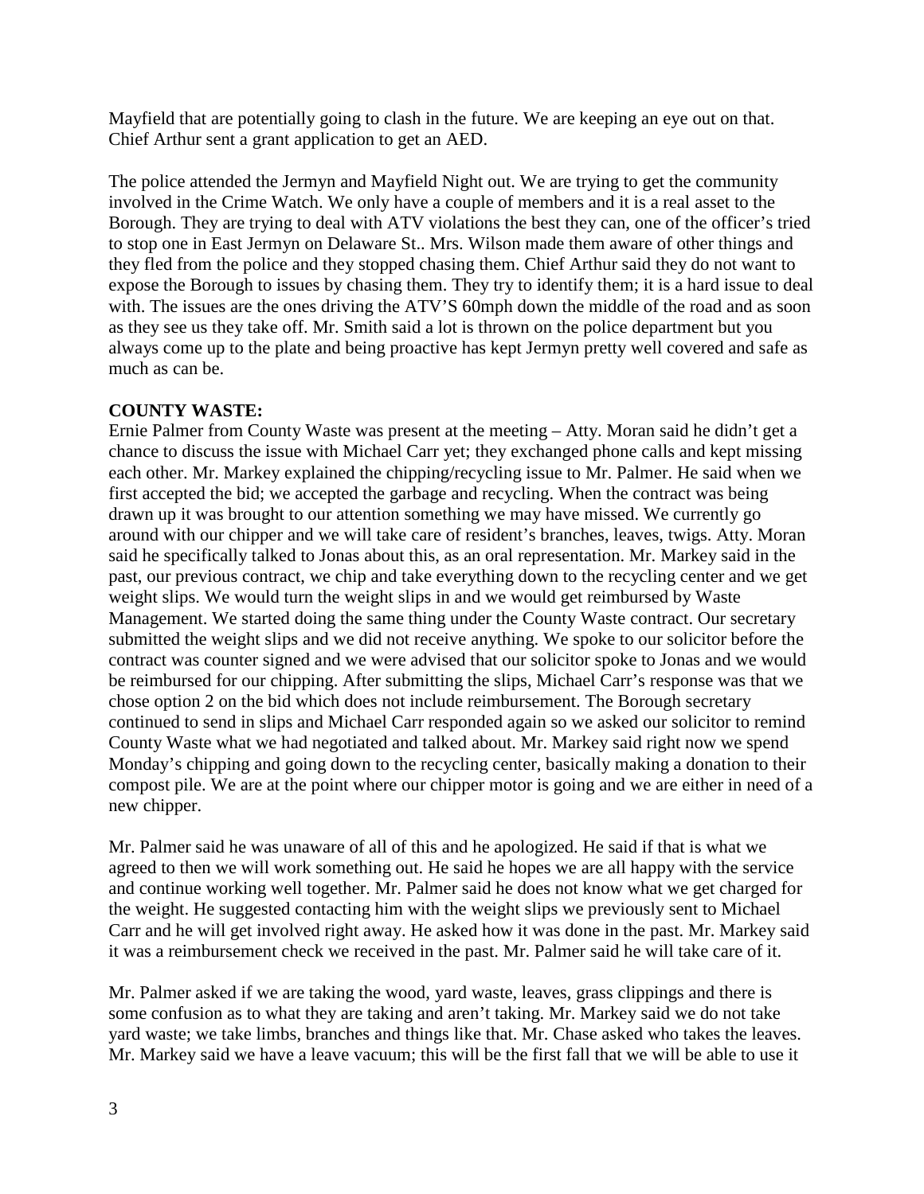Mayfield that are potentially going to clash in the future. We are keeping an eye out on that. Chief Arthur sent a grant application to get an AED.

The police attended the Jermyn and Mayfield Night out. We are trying to get the community involved in the Crime Watch. We only have a couple of members and it is a real asset to the Borough. They are trying to deal with ATV violations the best they can, one of the officer's tried to stop one in East Jermyn on Delaware St.. Mrs. Wilson made them aware of other things and they fled from the police and they stopped chasing them. Chief Arthur said they do not want to expose the Borough to issues by chasing them. They try to identify them; it is a hard issue to deal with. The issues are the ones driving the ATV'S 60mph down the middle of the road and as soon as they see us they take off. Mr. Smith said a lot is thrown on the police department but you always come up to the plate and being proactive has kept Jermyn pretty well covered and safe as much as can be.

**COUNTY WASTE:**
Ernie Palmer from County Waste was present at the meeting – Atty. Moran said he didn't get a chance to discuss the issue with Michael Carr yet; they exchanged phone calls and kept missing each other. Mr. Markey explained the chipping/recycling issue to Mr. Palmer. He said when we first accepted the bid; we accepted the garbage and recycling. When the contract was being drawn up it was brought to our attention something we may have missed. We currently go around with our chipper and we will take care of resident's branches, leaves, twigs. Atty. Moran said he specifically talked to Jonas about this, as an oral representation. Mr. Markey said in the past, our previous contract, we chip and take everything down to the recycling center and we get weight slips. We would turn the weight slips in and we would get reimbursed by Waste Management. We started doing the same thing under the County Waste contract. Our secretary submitted the weight slips and we did not receive anything. We spoke to our solicitor before the contract was counter signed and we were advised that our solicitor spoke to Jonas and we would be reimbursed for our chipping. After submitting the slips, Michael Carr's response was that we chose option 2 on the bid which does not include reimbursement. The Borough secretary continued to send in slips and Michael Carr responded again so we asked our solicitor to remind County Waste what we had negotiated and talked about. Mr. Markey said right now we spend Monday's chipping and going down to the recycling center, basically making a donation to their compost pile. We are at the point where our chipper motor is going and we are either in need of a new chipper.

Mr. Palmer said he was unaware of all of this and he apologized. He said if that is what we agreed to then we will work something out. He said he hopes we are all happy with the service and continue working well together. Mr. Palmer said he does not know what we get charged for the weight. He suggested contacting him with the weight slips we previously sent to Michael Carr and he will get involved right away. He asked how it was done in the past. Mr. Markey said it was a reimbursement check we received in the past. Mr. Palmer said he will take care of it.

Mr. Palmer asked if we are taking the wood, yard waste, leaves, grass clippings and there is some confusion as to what they are taking and aren't taking. Mr. Markey said we do not take yard waste; we take limbs, branches and things like that. Mr. Chase asked who takes the leaves. Mr. Markey said we have a leave vacuum; this will be the first fall that we will be able to use it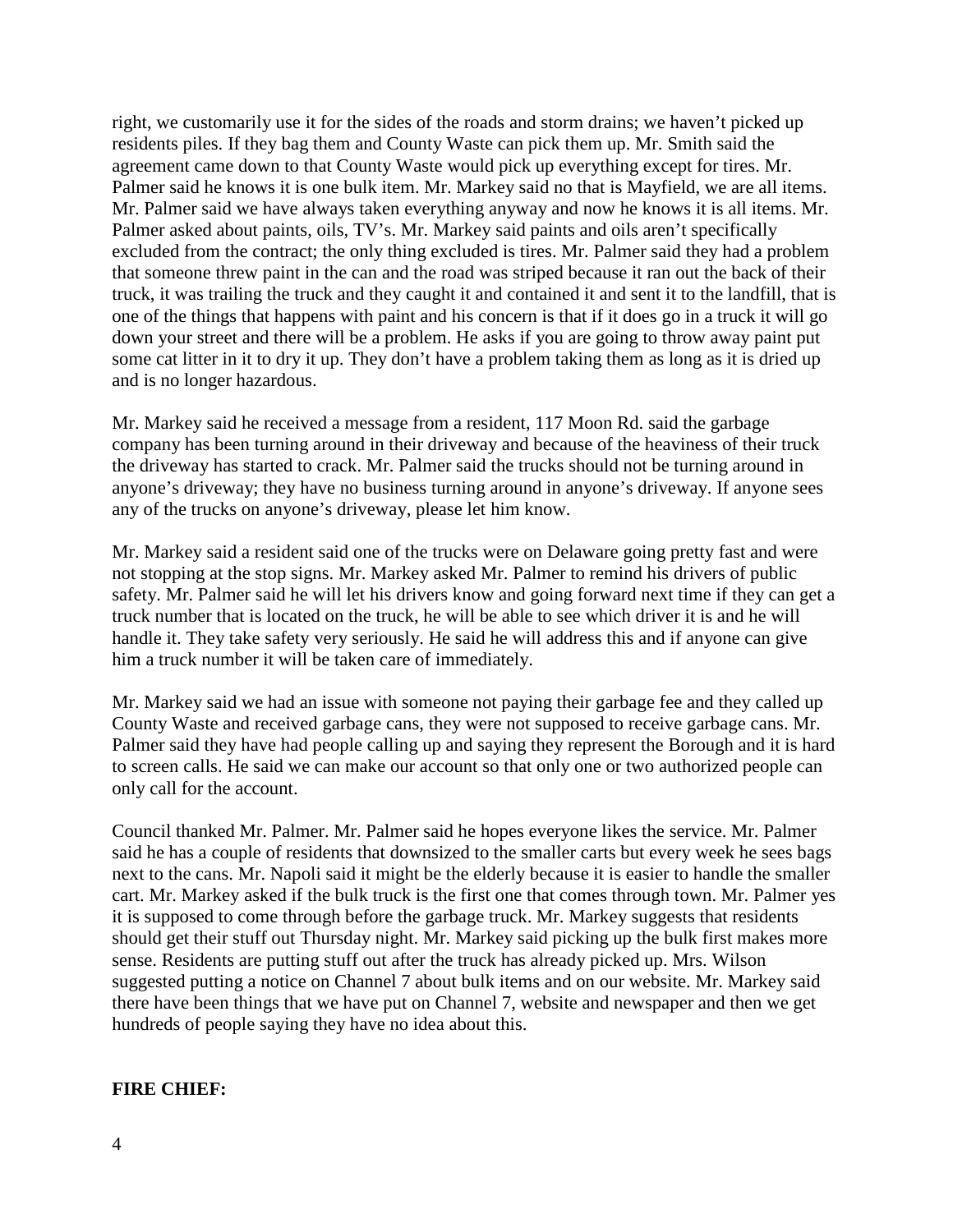right, we customarily use it for the sides of the roads and storm drains; we haven't picked up residents piles. If they bag them and County Waste can pick them up. Mr. Smith said the agreement came down to that County Waste would pick up everything except for tires. Mr. Palmer said he knows it is one bulk item. Mr. Markey said no that is Mayfield, we are all items. Mr. Palmer said we have always taken everything anyway and now he knows it is all items. Mr. Palmer asked about paints, oils, TV's. Mr. Markey said paints and oils aren't specifically excluded from the contract; the only thing excluded is tires. Mr. Palmer said they had a problem that someone threw paint in the can and the road was striped because it ran out the back of their truck, it was trailing the truck and they caught it and contained it and sent it to the landfill, that is one of the things that happens with paint and his concern is that if it does go in a truck it will go down your street and there will be a problem. He asks if you are going to throw away paint put some cat litter in it to dry it up. They don't have a problem taking them as long as it is dried up and is no longer hazardous.

Mr. Markey said he received a message from a resident, 117 Moon Rd. said the garbage company has been turning around in their driveway and because of the heaviness of their truck the driveway has started to crack. Mr. Palmer said the trucks should not be turning around in anyone's driveway; they have no business turning around in anyone's driveway. If anyone sees any of the trucks on anyone's driveway, please let him know.

Mr. Markey said a resident said one of the trucks were on Delaware going pretty fast and were not stopping at the stop signs. Mr. Markey asked Mr. Palmer to remind his drivers of public safety. Mr. Palmer said he will let his drivers know and going forward next time if they can get a truck number that is located on the truck, he will be able to see which driver it is and he will handle it. They take safety very seriously. He said he will address this and if anyone can give him a truck number it will be taken care of immediately.

Mr. Markey said we had an issue with someone not paying their garbage fee and they called up County Waste and received garbage cans, they were not supposed to receive garbage cans. Mr. Palmer said they have had people calling up and saying they represent the Borough and it is hard to screen calls. He said we can make our account so that only one or two authorized people can only call for the account.

Council thanked Mr. Palmer. Mr. Palmer said he hopes everyone likes the service. Mr. Palmer said he has a couple of residents that downsized to the smaller carts but every week he sees bags next to the cans. Mr. Napoli said it might be the elderly because it is easier to handle the smaller cart. Mr. Markey asked if the bulk truck is the first one that comes through town. Mr. Palmer yes it is supposed to come through before the garbage truck. Mr. Markey suggests that residents should get their stuff out Thursday night. Mr. Markey said picking up the bulk first makes more sense. Residents are putting stuff out after the truck has already picked up. Mrs. Wilson suggested putting a notice on Channel 7 about bulk items and on our website. Mr. Markey said there have been things that we have put on Channel 7, website and newspaper and then we get hundreds of people saying they have no idea about this.

**FIRE CHIEF:**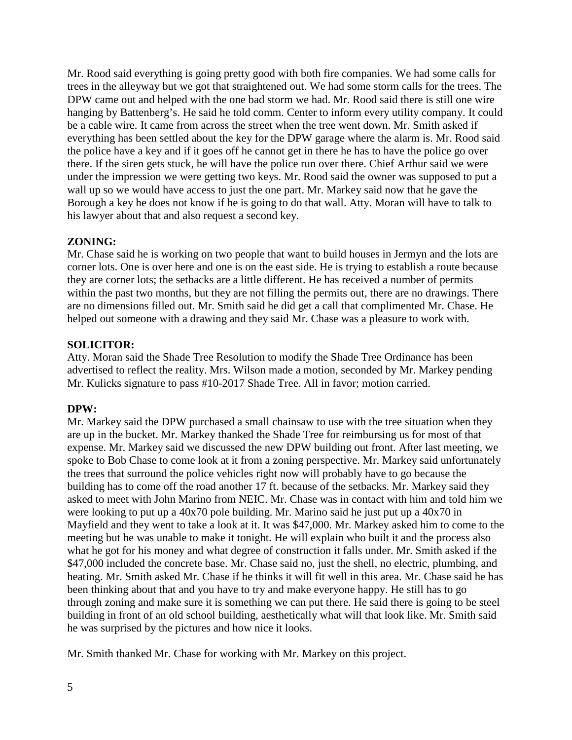Mr. Rood said everything is going pretty good with both fire companies. We had some calls for trees in the alleyway but we got that straightened out. We had some storm calls for the trees. The DPW came out and helped with the one bad storm we had. Mr. Rood said there is still one wire hanging by Battenberg's. He said he told comm. Center to inform every utility company. It could be a cable wire. It came from across the street when the tree went down. Mr. Smith asked if everything has been settled about the key for the DPW garage where the alarm is. Mr. Rood said the police have a key and if it goes off he cannot get in there he has to have the police go over there. If the siren gets stuck, he will have the police run over there. Chief Arthur said we were under the impression we were getting two keys. Mr. Rood said the owner was supposed to put a wall up so we would have access to just the one part. Mr. Markey said now that he gave the Borough a key he does not know if he is going to do that wall. Atty. Moran will have to talk to his lawyer about that and also request a second key.

**ZONING:**
Mr. Chase said he is working on two people that want to build houses in Jermyn and the lots are corner lots. One is over here and one is on the east side. He is trying to establish a route because they are corner lots; the setbacks are a little different. He has received a number of permits within the past two months, but they are not filling the permits out, there are no drawings. There are no dimensions filled out. Mr. Smith said he did get a call that complimented Mr. Chase. He helped out someone with a drawing and they said Mr. Chase was a pleasure to work with.

**SOLICITOR:**
Atty. Moran said the Shade Tree Resolution to modify the Shade Tree Ordinance has been advertised to reflect the reality. Mrs. Wilson made a motion, seconded by Mr. Markey pending Mr. Kulicks signature to pass #10-2017 Shade Tree. All in favor; motion carried.

**DPW:**
Mr. Markey said the DPW purchased a small chainsaw to use with the tree situation when they are up in the bucket. Mr. Markey thanked the Shade Tree for reimbursing us for most of that expense. Mr. Markey said we discussed the new DPW building out front. After last meeting, we spoke to Bob Chase to come look at it from a zoning perspective. Mr. Markey said unfortunately the trees that surround the police vehicles right now will probably have to go because the building has to come off the road another 17 ft. because of the setbacks. Mr. Markey said they asked to meet with John Marino from NEIC. Mr. Chase was in contact with him and told him we were looking to put up a 40x70 pole building. Mr. Marino said he just put up a 40x70 in Mayfield and they went to take a look at it. It was $47,000. Mr. Markey asked him to come to the meeting but he was unable to make it tonight. He will explain who built it and the process also what he got for his money and what degree of construction it falls under. Mr. Smith asked if the $47,000 included the concrete base. Mr. Chase said no, just the shell, no electric, plumbing, and heating. Mr. Smith asked Mr. Chase if he thinks it will fit well in this area. Mr. Chase said he has been thinking about that and you have to try and make everyone happy. He still has to go through zoning and make sure it is something we can put there. He said there is going to be steel building in front of an old school building, aesthetically what will that look like. Mr. Smith said he was surprised by the pictures and how nice it looks.

Mr. Smith thanked Mr. Chase for working with Mr. Markey on this project.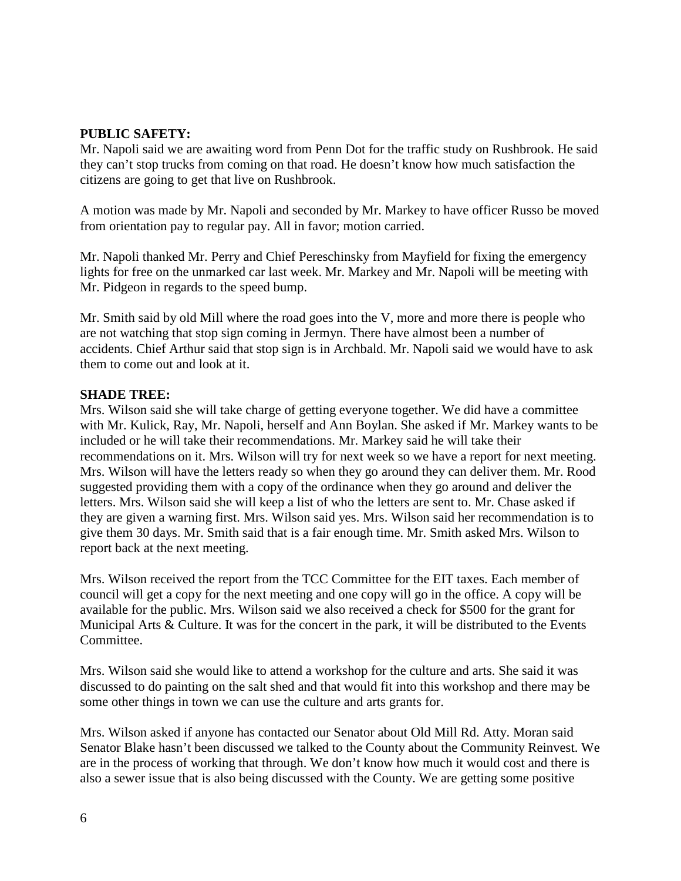**PUBLIC SAFETY:**
Mr. Napoli said we are awaiting word from Penn Dot for the traffic study on Rushbrook. He said they can't stop trucks from coming on that road. He doesn't know how much satisfaction the citizens are going to get that live on Rushbrook.

A motion was made by Mr. Napoli and seconded by Mr. Markey to have officer Russo be moved from orientation pay to regular pay. All in favor; motion carried.

Mr. Napoli thanked Mr. Perry and Chief Pereschinsky from Mayfield for fixing the emergency lights for free on the unmarked car last week. Mr. Markey and Mr. Napoli will be meeting with Mr. Pidgeon in regards to the speed bump.

Mr. Smith said by old Mill where the road goes into the V, more and more there is people who are not watching that stop sign coming in Jermyn. There have almost been a number of accidents. Chief Arthur said that stop sign is in Archbald. Mr. Napoli said we would have to ask them to come out and look at it.

**SHADE TREE:**
Mrs. Wilson said she will take charge of getting everyone together. We did have a committee with Mr. Kulick, Ray, Mr. Napoli, herself and Ann Boylan. She asked if Mr. Markey wants to be included or he will take their recommendations. Mr. Markey said he will take their recommendations on it. Mrs. Wilson will try for next week so we have a report for next meeting. Mrs. Wilson will have the letters ready so when they go around they can deliver them. Mr. Rood suggested providing them with a copy of the ordinance when they go around and deliver the letters. Mrs. Wilson said she will keep a list of who the letters are sent to. Mr. Chase asked if they are given a warning first. Mrs. Wilson said yes. Mrs. Wilson said her recommendation is to give them 30 days. Mr. Smith said that is a fair enough time. Mr. Smith asked Mrs. Wilson to report back at the next meeting.

Mrs. Wilson received the report from the TCC Committee for the EIT taxes. Each member of council will get a copy for the next meeting and one copy will go in the office. A copy will be available for the public. Mrs. Wilson said we also received a check for $500 for the grant for Municipal Arts & Culture. It was for the concert in the park, it will be distributed to the Events Committee.

Mrs. Wilson said she would like to attend a workshop for the culture and arts. She said it was discussed to do painting on the salt shed and that would fit into this workshop and there may be some other things in town we can use the culture and arts grants for.

Mrs. Wilson asked if anyone has contacted our Senator about Old Mill Rd. Atty. Moran said Senator Blake hasn't been discussed we talked to the County about the Community Reinvest. We are in the process of working that through. We don't know how much it would cost and there is also a sewer issue that is also being discussed with the County. We are getting some positive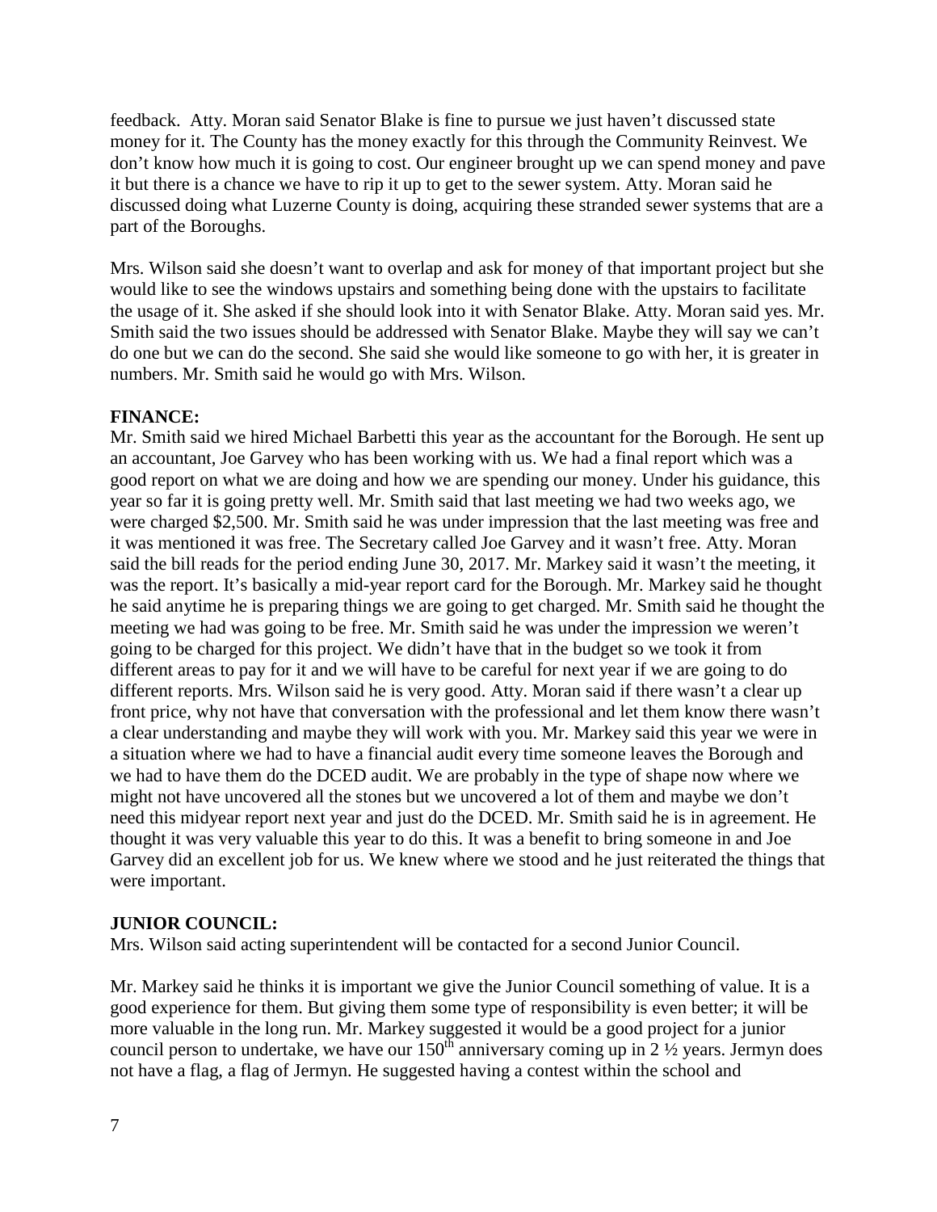feedback. Atty. Moran said Senator Blake is fine to pursue we just haven't discussed state money for it. The County has the money exactly for this through the Community Reinvest. We don't know how much it is going to cost. Our engineer brought up we can spend money and pave it but there is a chance we have to rip it up to get to the sewer system. Atty. Moran said he discussed doing what Luzerne County is doing, acquiring these stranded sewer systems that are a part of the Boroughs.

Mrs. Wilson said she doesn't want to overlap and ask for money of that important project but she would like to see the windows upstairs and something being done with the upstairs to facilitate the usage of it. She asked if she should look into it with Senator Blake. Atty. Moran said yes. Mr. Smith said the two issues should be addressed with Senator Blake. Maybe they will say we can't do one but we can do the second. She said she would like someone to go with her, it is greater in numbers. Mr. Smith said he would go with Mrs. Wilson.

**FINANCE:**

Mr. Smith said we hired Michael Barbetti this year as the accountant for the Borough. He sent up an accountant, Joe Garvey who has been working with us. We had a final report which was a good report on what we are doing and how we are spending our money. Under his guidance, this year so far it is going pretty well. Mr. Smith said that last meeting we had two weeks ago, we were charged $2,500. Mr. Smith said he was under impression that the last meeting was free and it was mentioned it was free. The Secretary called Joe Garvey and it wasn't free. Atty. Moran said the bill reads for the period ending June 30, 2017. Mr. Markey said it wasn't the meeting, it was the report. It's basically a mid-year report card for the Borough. Mr. Markey said he thought he said anytime he is preparing things we are going to get charged. Mr. Smith said he thought the meeting we had was going to be free. Mr. Smith said he was under the impression we weren't going to be charged for this project. We didn't have that in the budget so we took it from different areas to pay for it and we will have to be careful for next year if we are going to do different reports. Mrs. Wilson said he is very good. Atty. Moran said if there wasn't a clear up front price, why not have that conversation with the professional and let them know there wasn't a clear understanding and maybe they will work with you. Mr. Markey said this year we were in a situation where we had to have a financial audit every time someone leaves the Borough and we had to have them do the DCED audit. We are probably in the type of shape now where we might not have uncovered all the stones but we uncovered a lot of them and maybe we don't need this midyear report next year and just do the DCED. Mr. Smith said he is in agreement. He thought it was very valuable this year to do this. It was a benefit to bring someone in and Joe Garvey did an excellent job for us. We knew where we stood and he just reiterated the things that were important.

**JUNIOR COUNCIL:**

Mrs. Wilson said acting superintendent will be contacted for a second Junior Council.

Mr. Markey said he thinks it is important we give the Junior Council something of value. It is a good experience for them. But giving them some type of responsibility is even better; it will be more valuable in the long run. Mr. Markey suggested it would be a good project for a junior council person to undertake, we have our 150th anniversary coming up in 2 ½ years. Jermyn does not have a flag, a flag of Jermyn. He suggested having a contest within the school and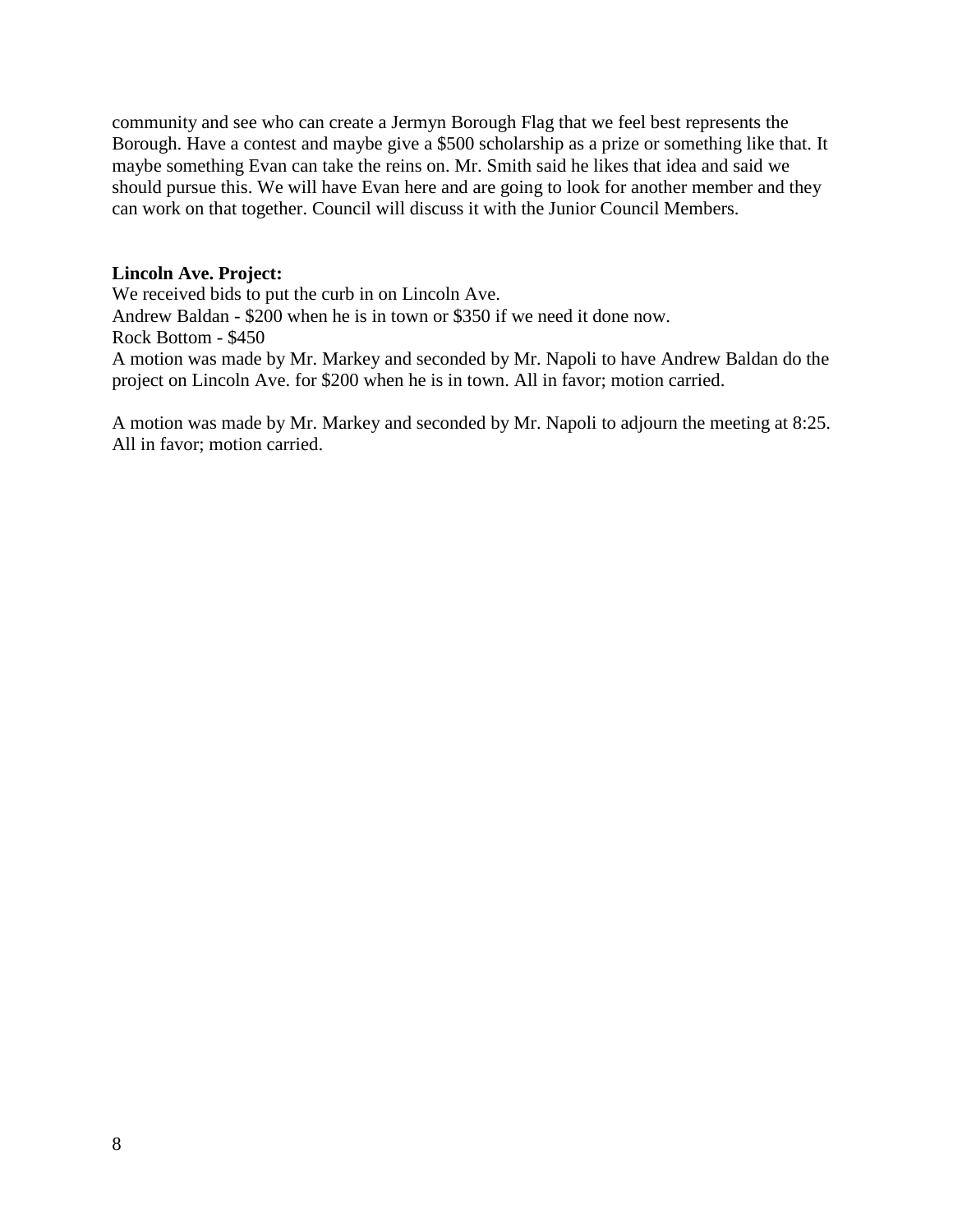community and see who can create a Jermyn Borough Flag that we feel best represents the Borough. Have a contest and maybe give a $500 scholarship as a prize or something like that. It maybe something Evan can take the reins on. Mr. Smith said he likes that idea and said we should pursue this. We will have Evan here and are going to look for another member and they can work on that together. Council will discuss it with the Junior Council Members.

**Lincoln Ave. Project:**

We received bids to put the curb in on Lincoln Ave.
Andrew Baldan - $200 when he is in town or $350 if we need it done now.
Rock Bottom - $450
A motion was made by Mr. Markey and seconded by Mr. Napoli to have Andrew Baldan do the project on Lincoln Ave. for $200 when he is in town. All in favor; motion carried.

A motion was made by Mr. Markey and seconded by Mr. Napoli to adjourn the meeting at 8:25. All in favor; motion carried.